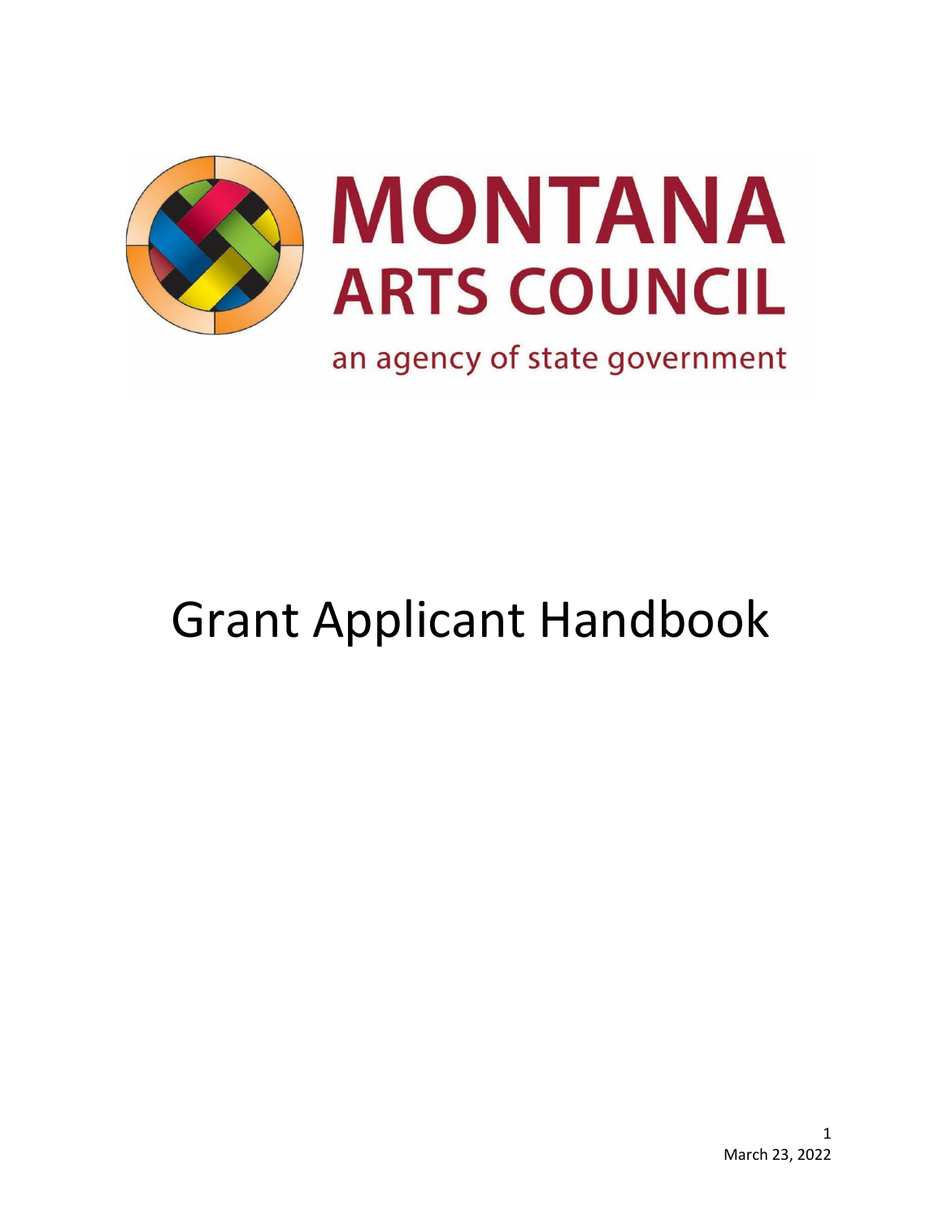# MONTANA ARTS COUNCIL

an agency of state government

# Grant Applicant Handbook

March 23, 2022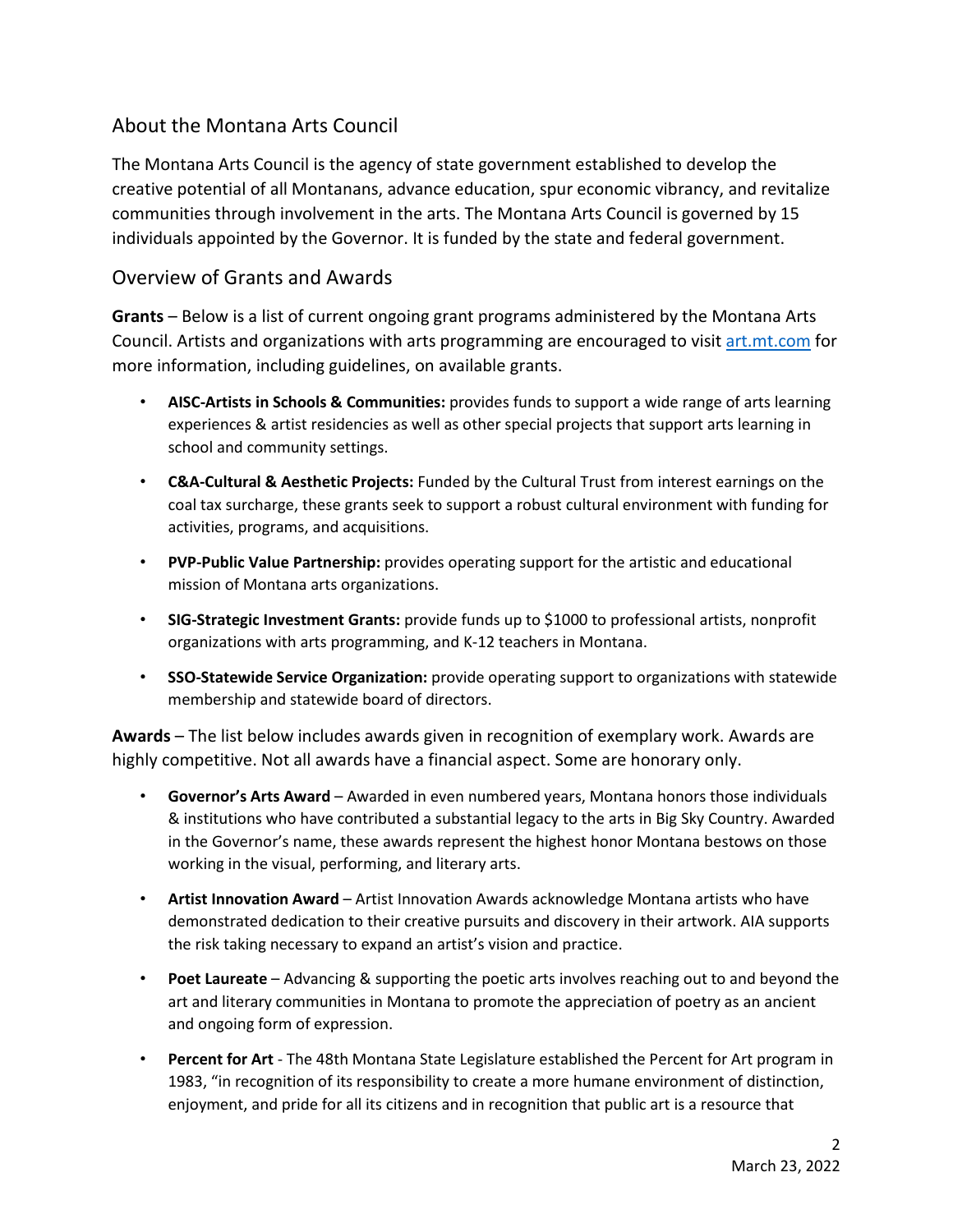## About the Montana Arts Council

The Montana Arts Council is the agency of state government established to develop the creative potential of all Montanans, advance education, spur economic vibrancy, and revitalize communities through involvement in the arts. The Montana Arts Council is governed by 15 individuals appointed by the Governor. It is funded by the state and federal government.

## Overview of Grants and Awards

**Grants** – Below is a list of current ongoing grant programs administered by the Montana Arts Council. Artists and organizations with arts programming are encouraged to visit [art.mt.com](art.mt.com) for more information, including guidelines, on available grants.

- **AISC-Artists in Schools & Communities:** provides funds to support a wide range of arts learning experiences & artist residencies as well as other special projects that support arts learning in school and community settings.
- **C&A-Cultural & Aesthetic Projects:** Funded by the Cultural Trust from interest earnings on the coal tax surcharge, these grants seek to support a robust cultural environment with funding for activities, programs, and acquisitions.
- **PVP-Public Value Partnership:** provides operating support for the artistic and educational mission of Montana arts organizations.
- **SIG-Strategic Investment Grants:** provide funds up to $1000 to professional artists, nonprofit organizations with arts programming, and K-12 teachers in Montana.
- **SSO-Statewide Service Organization:** provide operating support to organizations with statewide membership and statewide board of directors.

**Awards** – The list below includes awards given in recognition of exemplary work. Awards are highly competitive. Not all awards have a financial aspect. Some are honorary only.

- **Governor's Arts Award** – Awarded in even numbered years, Montana honors those individuals & institutions who have contributed a substantial legacy to the arts in Big Sky Country. Awarded in the Governor's name, these awards represent the highest honor Montana bestows on those working in the visual, performing, and literary arts.
- **Artist Innovation Award** – Artist Innovation Awards acknowledge Montana artists who have demonstrated dedication to their creative pursuits and discovery in their artwork. AIA supports the risk taking necessary to expand an artist's vision and practice.
- **Poet Laureate** – Advancing & supporting the poetic arts involves reaching out to and beyond the art and literary communities in Montana to promote the appreciation of poetry as an ancient and ongoing form of expression.
- **Percent for Art** - The 48th Montana State Legislature established the Percent for Art program in 1983, "in recognition of its responsibility to create a more humane environment of distinction, enjoyment, and pride for all its citizens and in recognition that public art is a resource that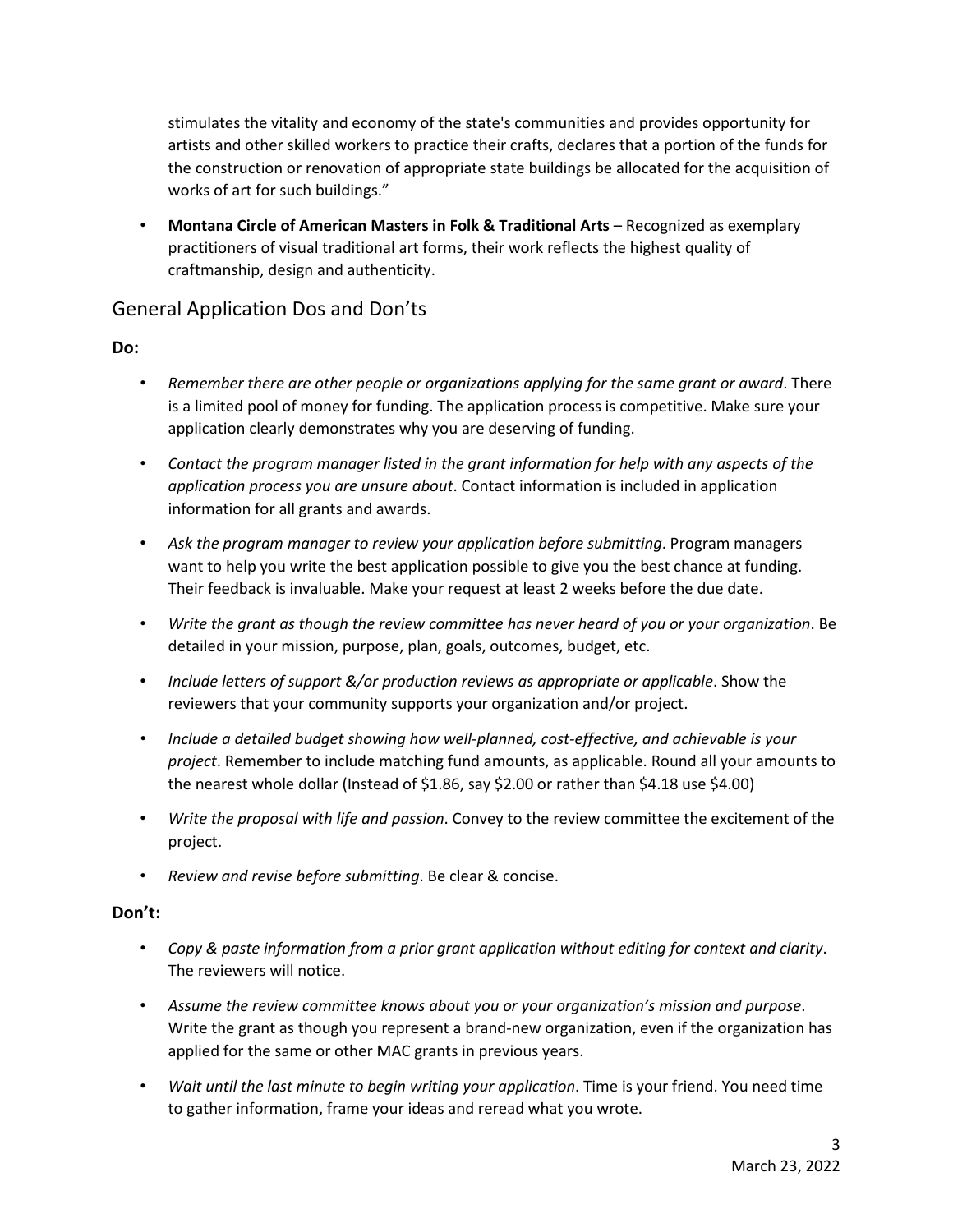stimulates the vitality and economy of the state's communities and provides opportunity for artists and other skilled workers to practice their crafts, declares that a portion of the funds for the construction or renovation of appropriate state buildings be allocated for the acquisition of works of art for such buildings."

- **Montana Circle of American Masters in Folk & Traditional Arts** – Recognized as exemplary practitioners of visual traditional art forms, their work reflects the highest quality of craftmanship, design and authenticity.

## General Application Dos and Don'ts

**Do:**

- *Remember there are other people or organizations applying for the same grant or award*. There is a limited pool of money for funding. The application process is competitive. Make sure your application clearly demonstrates why you are deserving of funding.
- *Contact the program manager listed in the grant information for help with any aspects of the application process you are unsure about*. Contact information is included in application information for all grants and awards.
- *Ask the program manager to review your application before submitting*. Program managers want to help you write the best application possible to give you the best chance at funding. Their feedback is invaluable. Make your request at least 2 weeks before the due date.
- *Write the grant as though the review committee has never heard of you or your organization*. Be detailed in your mission, purpose, plan, goals, outcomes, budget, etc.
- *Include letters of support &/or production reviews as appropriate or applicable*. Show the reviewers that your community supports your organization and/or project.
- *Include a detailed budget showing how well-planned, cost-effective, and achievable is your project*. Remember to include matching fund amounts, as applicable. Round all your amounts to the nearest whole dollar (Instead of $1.86, say $2.00 or rather than $4.18 use $4.00)
- *Write the proposal with life and passion*. Convey to the review committee the excitement of the project.
- *Review and revise before submitting*. Be clear & concise.

**Don't:**

- *Copy & paste information from a prior grant application without editing for context and clarity*. The reviewers will notice.
- *Assume the review committee knows about you or your organization's mission and purpose*. Write the grant as though you represent a brand-new organization, even if the organization has applied for the same or other MAC grants in previous years.
- *Wait until the last minute to begin writing your application*. Time is your friend. You need time to gather information, frame your ideas and reread what you wrote.

March 23, 2022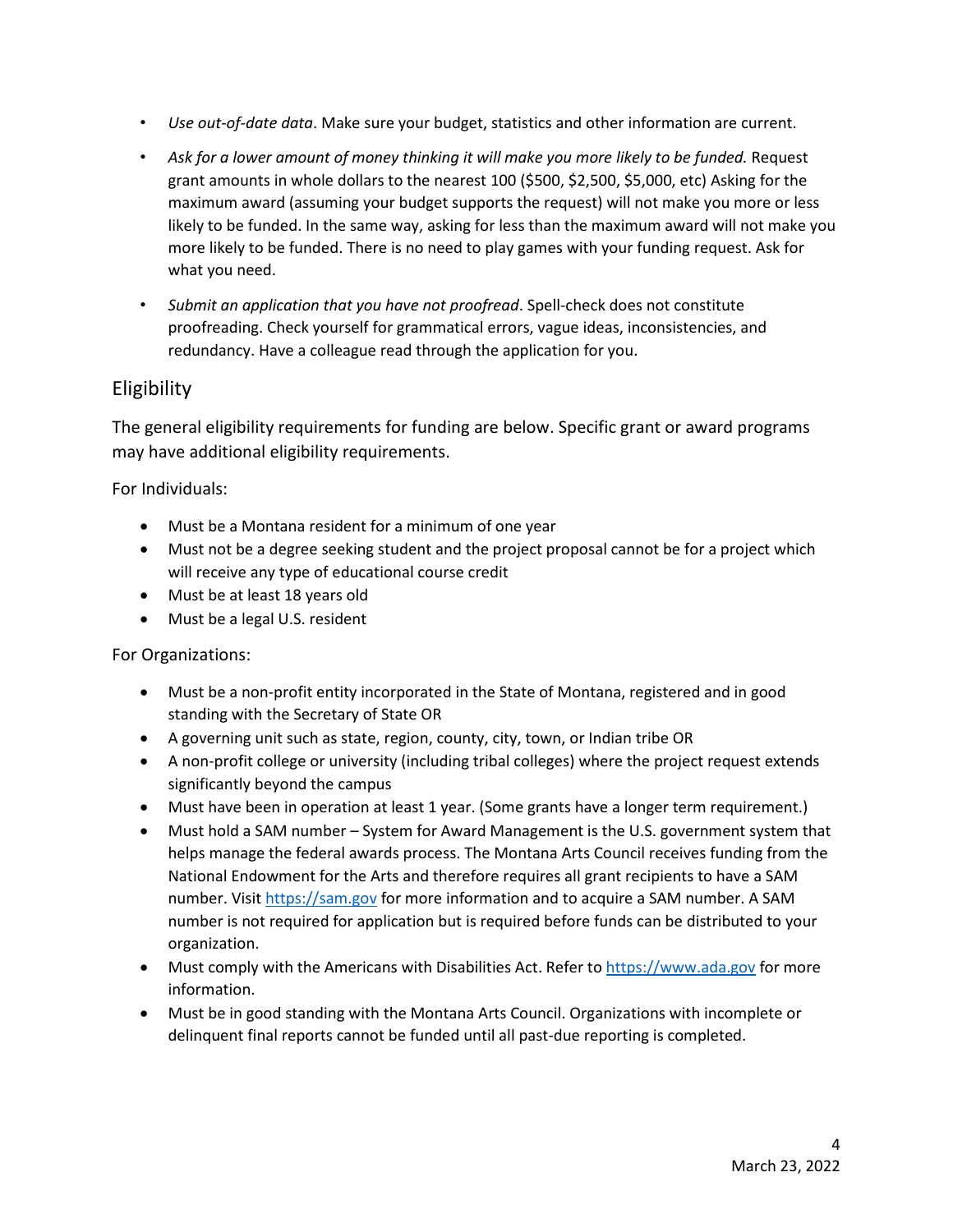- *Use out-of-date data*. Make sure your budget, statistics and other information are current.
- *Ask for a lower amount of money thinking it will make you more likely to be funded.* Request grant amounts in whole dollars to the nearest 100 ($500, $2,500, $5,000, etc) Asking for the maximum award (assuming your budget supports the request) will not make you more or less likely to be funded. In the same way, asking for less than the maximum award will not make you more likely to be funded. There is no need to play games with your funding request. Ask for what you need.
- *Submit an application that you have not proofread*. Spell-check does not constitute proofreading. Check yourself for grammatical errors, vague ideas, inconsistencies, and redundancy. Have a colleague read through the application for you.

## Eligibility

The general eligibility requirements for funding are below. Specific grant or award programs may have additional eligibility requirements.

For Individuals:

- Must be a Montana resident for a minimum of one year
- Must not be a degree seeking student and the project proposal cannot be for a project which will receive any type of educational course credit
- Must be at least 18 years old
- Must be a legal U.S. resident

For Organizations:

- Must be a non-profit entity incorporated in the State of Montana, registered and in good standing with the Secretary of State OR
- A governing unit such as state, region, county, city, town, or Indian tribe OR
- A non-profit college or university (including tribal colleges) where the project request extends significantly beyond the campus
- Must have been in operation at least 1 year. (Some grants have a longer term requirement.)
- Must hold a SAM number – System for Award Management is the U.S. government system that helps manage the federal awards process. The Montana Arts Council receives funding from the National Endowment for the Arts and therefore requires all grant recipients to have a SAM number. Visit [https://sam.gov](https://sam.gov) for more information and to acquire a SAM number. A SAM number is not required for application but is required before funds can be distributed to your organization.
- Must comply with the Americans with Disabilities Act. Refer to [https://www.ada.gov](https://www.ada.gov) for more information.
- Must be in good standing with the Montana Arts Council. Organizations with incomplete or delinquent final reports cannot be funded until all past-due reporting is completed.

March 23, 2022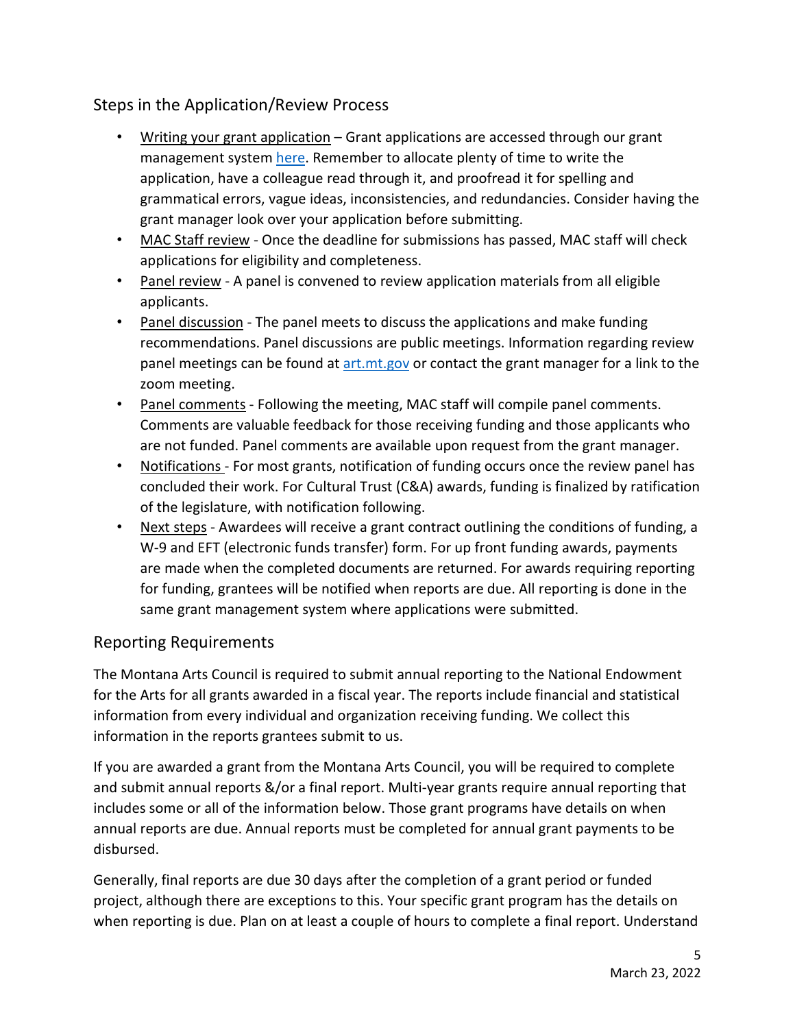## Steps in the Application/Review Process

- Writing your grant application – Grant applications are accessed through our grant management system here. Remember to allocate plenty of time to write the application, have a colleague read through it, and proofread it for spelling and grammatical errors, vague ideas, inconsistencies, and redundancies. Consider having the grant manager look over your application before submitting.
- MAC Staff review - Once the deadline for submissions has passed, MAC staff will check applications for eligibility and completeness.
- Panel review - A panel is convened to review application materials from all eligible applicants.
- Panel discussion - The panel meets to discuss the applications and make funding recommendations. Panel discussions are public meetings. Information regarding review panel meetings can be found at art.mt.gov or contact the grant manager for a link to the zoom meeting.
- Panel comments - Following the meeting, MAC staff will compile panel comments. Comments are valuable feedback for those receiving funding and those applicants who are not funded. Panel comments are available upon request from the grant manager.
- Notifications - For most grants, notification of funding occurs once the review panel has concluded their work. For Cultural Trust (C&A) awards, funding is finalized by ratification of the legislature, with notification following.
- Next steps - Awardees will receive a grant contract outlining the conditions of funding, a W-9 and EFT (electronic funds transfer) form. For up front funding awards, payments are made when the completed documents are returned. For awards requiring reporting for funding, grantees will be notified when reports are due. All reporting is done in the same grant management system where applications were submitted.

## Reporting Requirements

The Montana Arts Council is required to submit annual reporting to the National Endowment for the Arts for all grants awarded in a fiscal year. The reports include financial and statistical information from every individual and organization receiving funding. We collect this information in the reports grantees submit to us.

If you are awarded a grant from the Montana Arts Council, you will be required to complete and submit annual reports &/or a final report. Multi-year grants require annual reporting that includes some or all of the information below. Those grant programs have details on when annual reports are due. Annual reports must be completed for annual grant payments to be disbursed.

Generally, final reports are due 30 days after the completion of a grant period or funded project, although there are exceptions to this. Your specific grant program has the details on when reporting is due. Plan on at least a couple of hours to complete a final report. Understand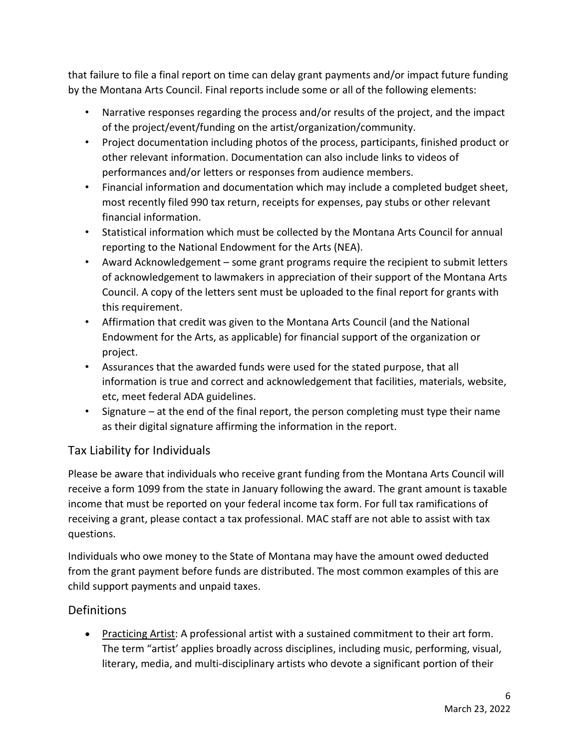that failure to file a final report on time can delay grant payments and/or impact future funding by the Montana Arts Council. Final reports include some or all of the following elements:

- Narrative responses regarding the process and/or results of the project, and the impact of the project/event/funding on the artist/organization/community.
- Project documentation including photos of the process, participants, finished product or other relevant information. Documentation can also include links to videos of performances and/or letters or responses from audience members.
- Financial information and documentation which may include a completed budget sheet, most recently filed 990 tax return, receipts for expenses, pay stubs or other relevant financial information.
- Statistical information which must be collected by the Montana Arts Council for annual reporting to the National Endowment for the Arts (NEA).
- Award Acknowledgement – some grant programs require the recipient to submit letters of acknowledgement to lawmakers in appreciation of their support of the Montana Arts Council. A copy of the letters sent must be uploaded to the final report for grants with this requirement.
- Affirmation that credit was given to the Montana Arts Council (and the National Endowment for the Arts, as applicable) for financial support of the organization or project.
- Assurances that the awarded funds were used for the stated purpose, that all information is true and correct and acknowledgement that facilities, materials, website, etc, meet federal ADA guidelines.
- Signature – at the end of the final report, the person completing must type their name as their digital signature affirming the information in the report.

## Tax Liability for Individuals

Please be aware that individuals who receive grant funding from the Montana Arts Council will receive a form 1099 from the state in January following the award. The grant amount is taxable income that must be reported on your federal income tax form. For full tax ramifications of receiving a grant, please contact a tax professional. MAC staff are not able to assist with tax questions.

Individuals who owe money to the State of Montana may have the amount owed deducted from the grant payment before funds are distributed. The most common examples of this are child support payments and unpaid taxes.

## Definitions

- Practicing Artist: A professional artist with a sustained commitment to their art form. The term "artist' applies broadly across disciplines, including music, performing, visual, literary, media, and multi-disciplinary artists who devote a significant portion of their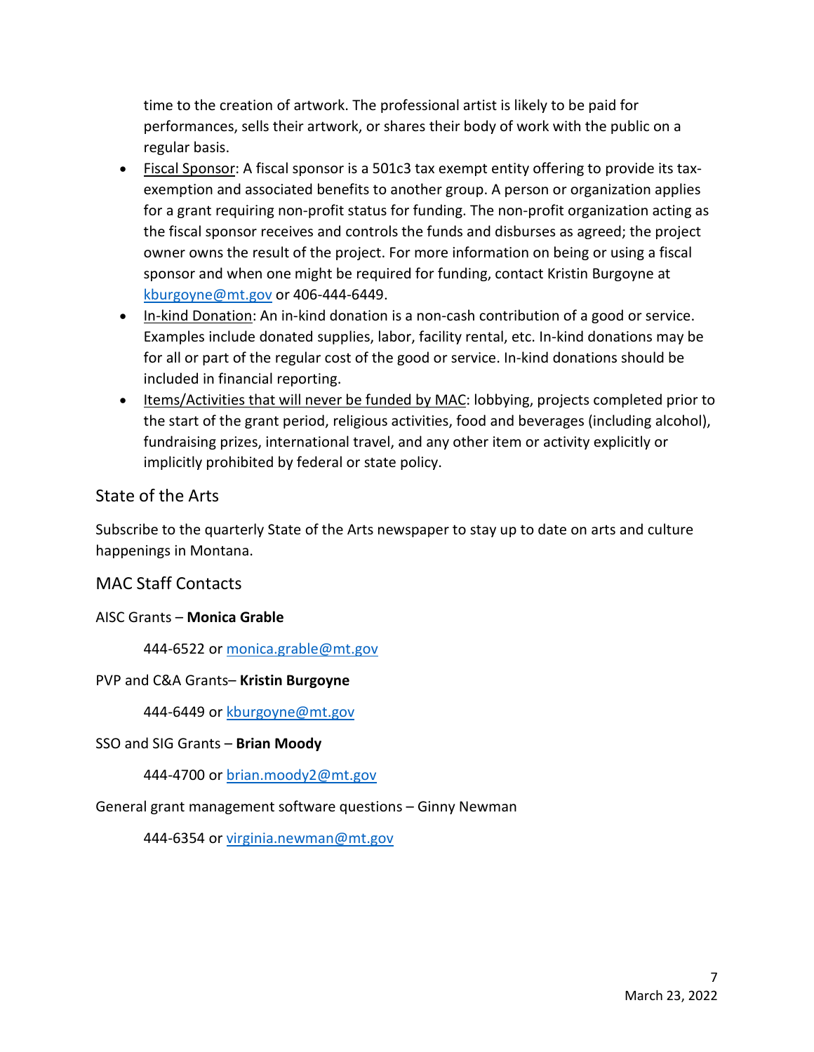time to the creation of artwork. The professional artist is likely to be paid for performances, sells their artwork, or shares their body of work with the public on a regular basis.

- Fiscal Sponsor: A fiscal sponsor is a 501c3 tax exempt entity offering to provide its tax-exemption and associated benefits to another group. A person or organization applies for a grant requiring non-profit status for funding. The non-profit organization acting as the fiscal sponsor receives and controls the funds and disburses as agreed; the project owner owns the result of the project. For more information on being or using a fiscal sponsor and when one might be required for funding, contact Kristin Burgoyne at kburgoyne@mt.gov or 406-444-6449.
- In-kind Donation: An in-kind donation is a non-cash contribution of a good or service. Examples include donated supplies, labor, facility rental, etc. In-kind donations may be for all or part of the regular cost of the good or service. In-kind donations should be included in financial reporting.
- Items/Activities that will never be funded by MAC: lobbying, projects completed prior to the start of the grant period, religious activities, food and beverages (including alcohol), fundraising prizes, international travel, and any other item or activity explicitly or implicitly prohibited by federal or state policy.

## State of the Arts

Subscribe to the quarterly State of the Arts newspaper to stay up to date on arts and culture happenings in Montana.

## MAC Staff Contacts

AISC Grants – **Monica Grable**

444-6522 or monica.grable@mt.gov

PVP and C&A Grants– **Kristin Burgoyne**

444-6449 or kburgoyne@mt.gov

SSO and SIG Grants – **Brian Moody**

444-4700 or brian.moody2@mt.gov

General grant management software questions – Ginny Newman

444-6354 or virginia.newman@mt.gov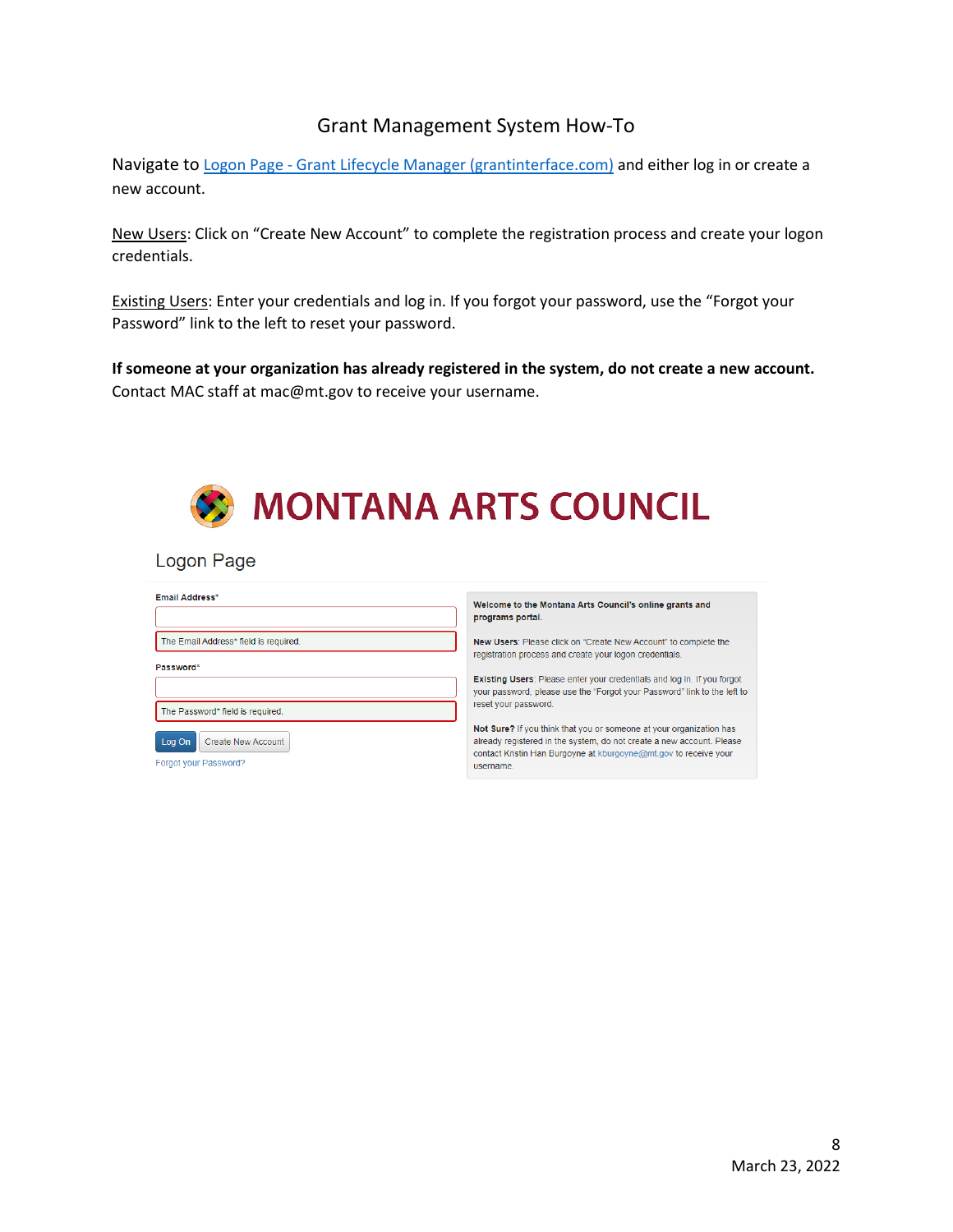# Grant Management System How-To

Navigate to [Logon Page - Grant Lifecycle Manager (grantinterface.com)]() and either log in or create a new account.

New Users: Click on "Create New Account" to complete the registration process and create your logon credentials.

Existing Users: Enter your credentials and log in. If you forgot your password, use the "Forgot your Password" link to the left to reset your password.

**If someone at your organization has already registered in the system, do not create a new account.** Contact MAC staff at mac@mt.gov to receive your username.

MONTANA ARTS COUNCIL

Logon Page

Email Address*

The Email Address* field is required.

Password*

The Password* field is required.

Log On | Create New Account

Forgot your Password?

**Welcome to the Montana Arts Council's online grants and programs portal.**

**New Users**: Please click on "Create New Account" to complete the registration process and create your logon credentials.

**Existing Users**: Please enter your credentials and log in. If you forgot your password, please use the "Forgot your Password" link to the left to reset your password.

**Not Sure?** If you think that you or someone at your organization has already registered in the system, do not create a new account. Please contact Kristin Han Burgoyne at kburgoyne@mt.gov to receive your username.

March 23, 2022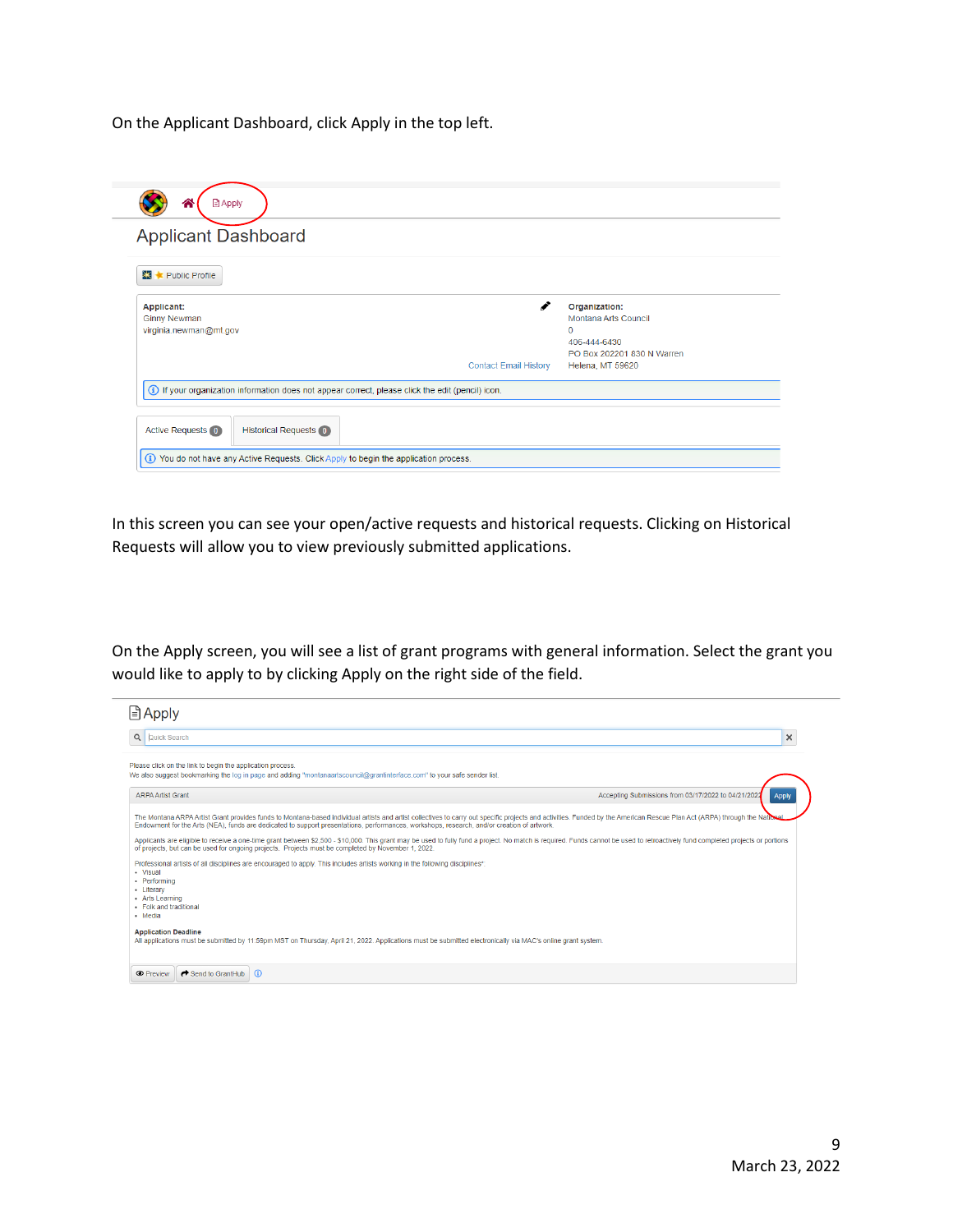On the Applicant Dashboard, click Apply in the top left.

In this screen you can see your open/active requests and historical requests. Clicking on Historical Requests will allow you to view previously submitted applications.

On the Apply screen, you will see a list of grant programs with general information. Select the grant you would like to apply to by clicking Apply on the right side of the field.

March 23, 2022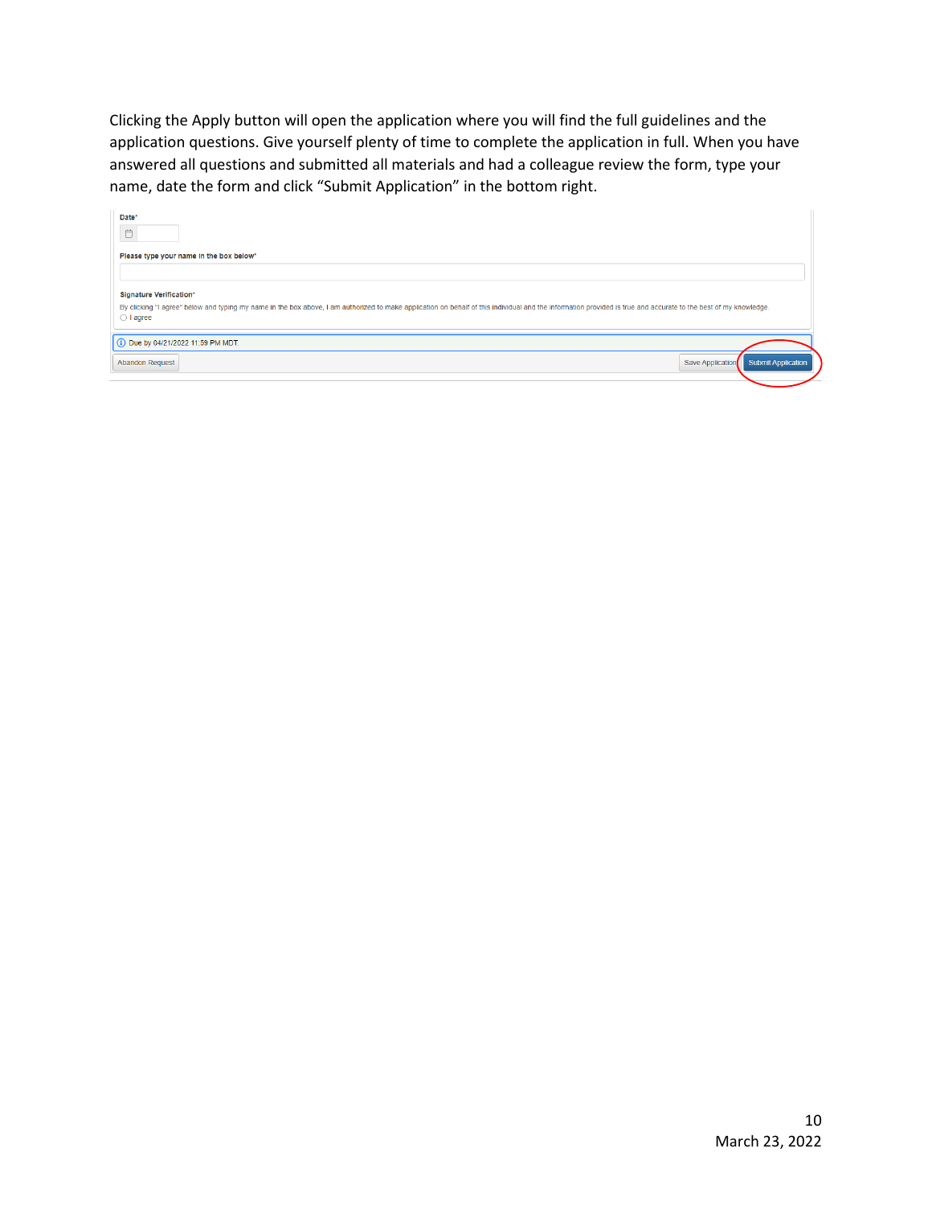Clicking the Apply button will open the application where you will find the full guidelines and the application questions. Give yourself plenty of time to complete the application in full. When you have answered all questions and submitted all materials and had a colleague review the form, type your name, date the form and click "Submit Application" in the bottom right.

Date*

Please type your name in the box below*

Signature Verification*

By clicking "I agree" below and typing my name in the box above, I am authorized to make application on behalf of this individual and the information provided is true and accurate to the best of my knowledge.

○ I agree

Due by 04/21/2022 11:59 PM MDT.

Abandon Request

Save Application

Submit Application